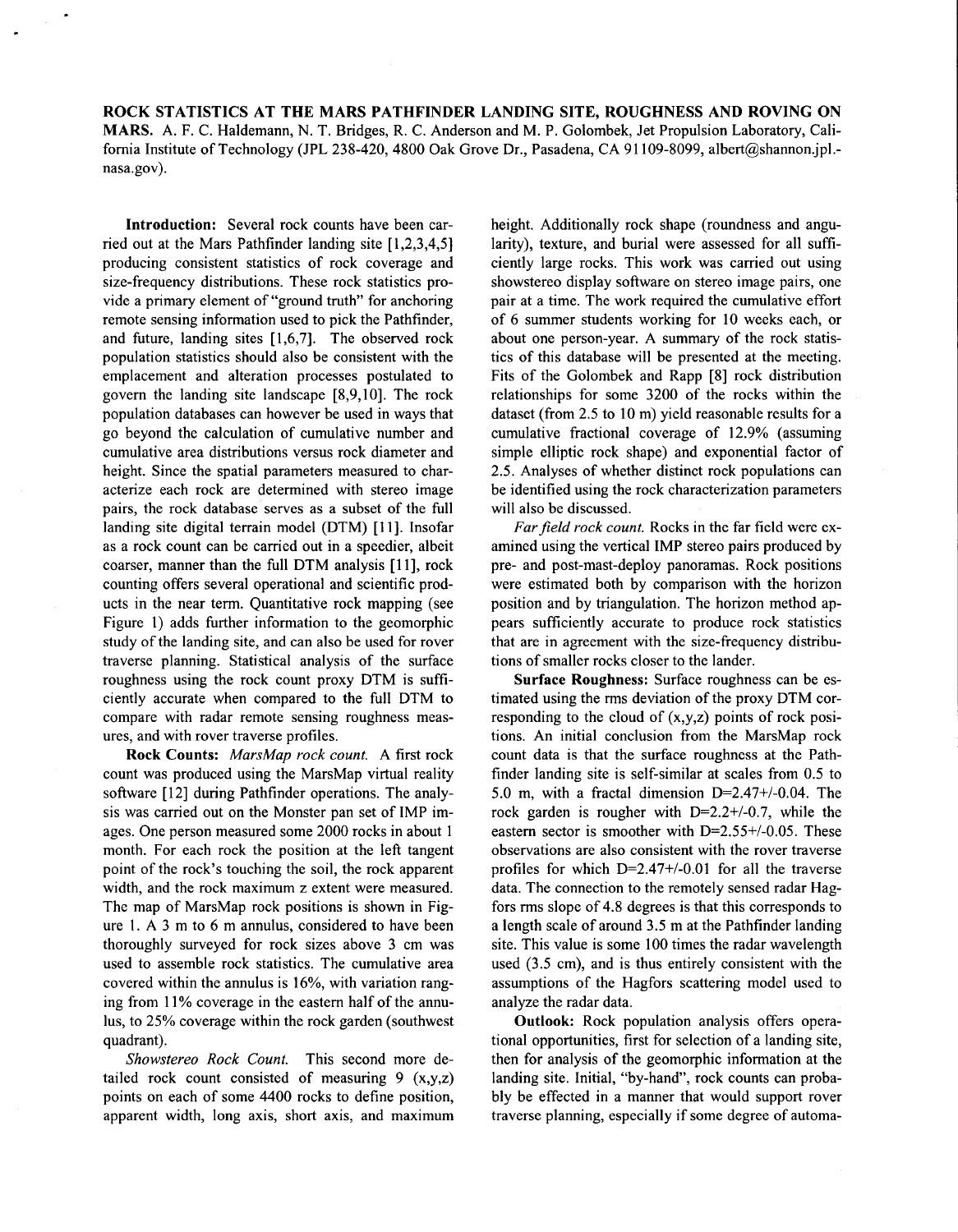# ROCK STATISTICS AT THE MARS PATHFINDER LANDING SITE, ROUGHNESS AND ROVING ON MARS.

A. F. C. Haldemann, N. T. Bridges, R. C. Anderson and M. P. Golombek, Jet Propulsion Laboratory, California Institute of Technology (JPL 238-420, 4800 Oak Grove Dr., Pasadena, CA 91109-8099, albert@shannon.jpl.nasa.gov).

**Introduction:** Several rock counts have been carried out at the Mars Pathfinder landing site [1,2,3,4,5] producing consistent statistics of rock coverage and size-frequency distributions. These rock statistics provide a primary element of "ground truth" for anchoring remote sensing information used to pick the Pathfinder, and future, landing sites [1,6,7]. The observed rock population statistics should also be consistent with the emplacement and alteration processes postulated to govern the landing site landscape [8,9,10]. The rock population databases can however be used in ways that go beyond the calculation of cumulative number and cumulative area distributions versus rock diameter and height. Since the spatial parameters measured to characterize each rock are determined with stereo image pairs, the rock database serves as a subset of the full landing site digital terrain model (DTM) [11]. Insofar as a rock count can be carried out in a speedier, albeit coarser, manner than the full DTM analysis [11], rock counting offers several operational and scientific products in the near term. Quantitative rock mapping (see Figure 1) adds further information to the geomorphic study of the landing site, and can also be used for rover traverse planning. Statistical analysis of the surface roughness using the rock count proxy DTM is sufficiently accurate when compared to the full DTM to compare with radar remote sensing roughness measures, and with rover traverse profiles.

**Rock Counts:** *MarsMap rock count.* A first rock count was produced using the MarsMap virtual reality software [12] during Pathfinder operations. The analysis was carried out on the Monster pan set of IMP images. One person measured some 2000 rocks in about 1 month. For each rock the position at the left tangent point of the rock's touching the soil, the rock apparent width, and the rock maximum z extent were measured. The map of MarsMap rock positions is shown in Figure 1. A 3 m to 6 m annulus, considered to have been thoroughly surveyed for rock sizes above 3 cm was used to assemble rock statistics. The cumulative area covered within the annulus is 16%, with variation ranging from 11% coverage in the eastern half of the annulus, to 25% coverage within the rock garden (southwest quadrant).

*Showstereo Rock Count.* This second more detailed rock count consisted of measuring 9 (x,y,z) points on each of some 4400 rocks to define position, apparent width, long axis, short axis, and maximum height. Additionally rock shape (roundness and angularity), texture, and burial were assessed for all sufficiently large rocks. This work was carried out using showstereo display software on stereo image pairs, one pair at a time. The work required the cumulative effort of 6 summer students working for 10 weeks each, or about one person-year. A summary of the rock statistics of this database will be presented at the meeting. Fits of the Golombek and Rapp [8] rock distribution relationships for some 3200 of the rocks within the dataset (from 2.5 to 10 m) yield reasonable results for a cumulative fractional coverage of 12.9% (assuming simple elliptic rock shape) and exponential factor of 2.5. Analyses of whether distinct rock populations can be identified using the rock characterization parameters will also be discussed.

*Far field rock count.* Rocks in the far field were examined using the vertical IMP stereo pairs produced by pre- and post-mast-deploy panoramas. Rock positions were estimated both by comparison with the horizon position and by triangulation. The horizon method appears sufficiently accurate to produce rock statistics that are in agreement with the size-frequency distributions of smaller rocks closer to the lander.

**Surface Roughness:** Surface roughness can be estimated using the rms deviation of the proxy DTM corresponding to the cloud of (x,y,z) points of rock positions. An initial conclusion from the MarsMap rock count data is that the surface roughness at the Pathfinder landing site is self-similar at scales from 0.5 to 5.0 m, with a fractal dimension $D=2.47\pm0.04$. The rock garden is rougher with $D=2.2\pm0.7$, while the eastern sector is smoother with $D=2.55\pm0.05$. These observations are also consistent with the rover traverse profiles for which $D=2.47\pm0.01$ for all the traverse data. The connection to the remotely sensed radar Hagfors rms slope of 4.8 degrees is that this corresponds to a length scale of around 3.5 m at the Pathfinder landing site. This value is some 100 times the radar wavelength used (3.5 cm), and is thus entirely consistent with the assumptions of the Hagfors scattering model used to analyze the radar data.

**Outlook:** Rock population analysis offers operational opportunities, first for selection of a landing site, then for analysis of the geomorphic information at the landing site. Initial, "by-hand", rock counts can probably be effected in a manner that would support rover traverse planning, especially if some degree of automa-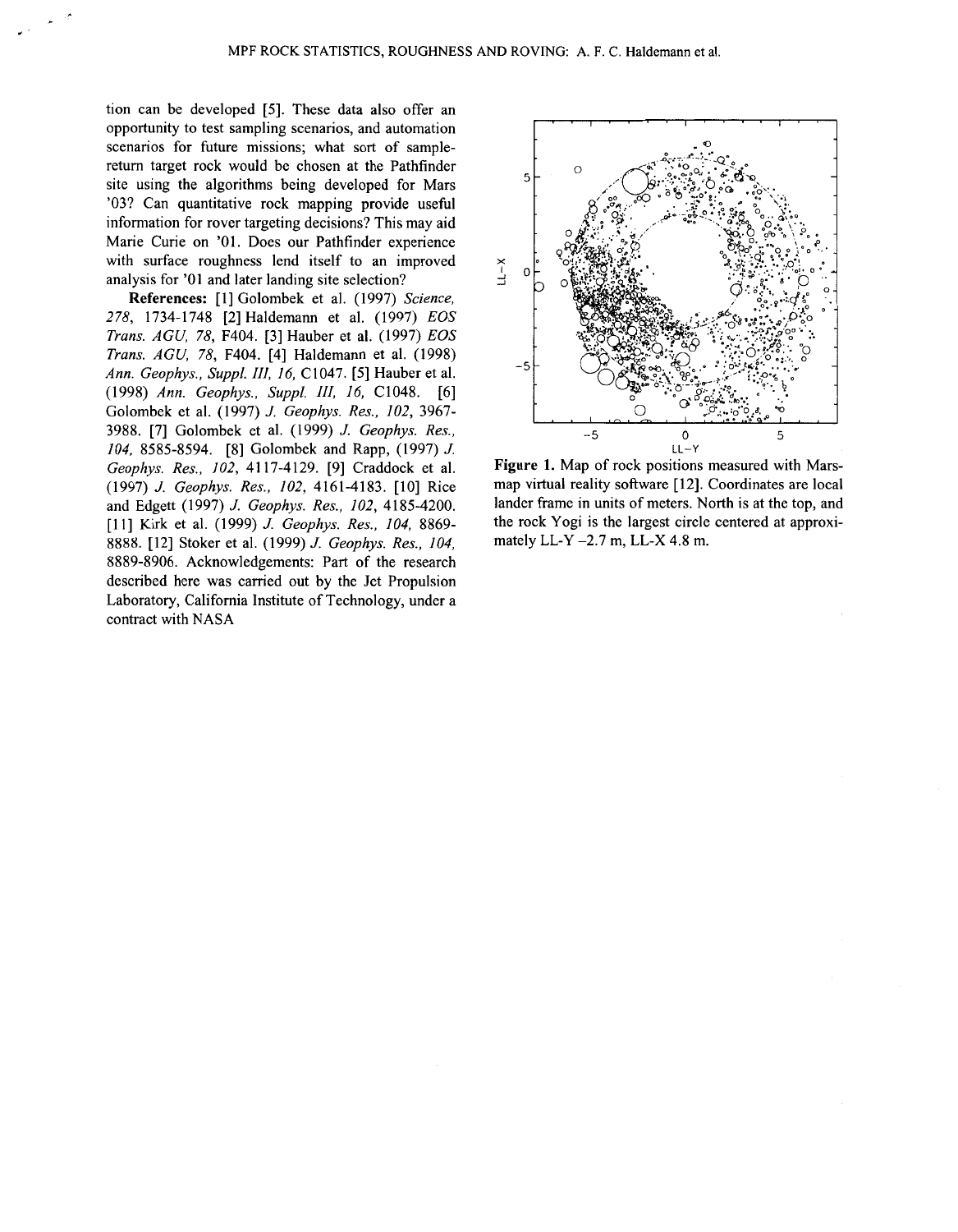tion can be developed [5]. These data also offer an opportunity to test sampling scenarios, and automation scenarios for future missions; what sort of sample-return target rock would be chosen at the Pathfinder site using the algorithms being developed for Mars '03? Can quantitative rock mapping provide useful information for rover targeting decisions? This may aid Marie Curie on '01. Does our Pathfinder experience with surface roughness lend itself to an improved analysis for '01 and later landing site selection?

**References:** [1] Golombek et al. (1997) *Science, 278*, 1734-1748 [2] Haldemann et al. (1997) *EOS Trans. AGU, 78*, F404. [3] Hauber et al. (1997) *EOS Trans. AGU, 78*, F404. [4] Haldemann et al. (1998) *Ann. Geophys., Suppl. III, 16*, C1047. [5] Hauber et al. (1998) *Ann. Geophys., Suppl. III, 16*, C1048. [6] Golombek et al. (1997) *J. Geophys. Res., 102*, 3967-3988. [7] Golombek et al. (1999) *J. Geophys. Res., 104*, 8585-8594. [8] Golombek and Rapp, (1997) *J. Geophys. Res., 102*, 4117-4129. [9] Craddock et al. (1997) *J. Geophys. Res., 102*, 4161-4183. [10] Rice and Edgett (1997) *J. Geophys. Res., 102*, 4185-4200. [11] Kirk et al. (1999) *J. Geophys. Res., 104*, 8869-8888. [12] Stoker et al. (1999) *J. Geophys. Res., 104*, 8889-8906. Acknowledgements: Part of the research described here was carried out by the Jet Propulsion Laboratory, California Institute of Technology, under a contract with NASA

LL-X

5

0

-5

-5

0

5

LL-Y

**Figure 1.** Map of rock positions measured with Marsmap virtual reality software [12]. Coordinates are local lander frame in units of meters. North is at the top, and the rock Yogi is the largest circle centered at approximately LL-Y –2.7 m, LL-X 4.8 m.